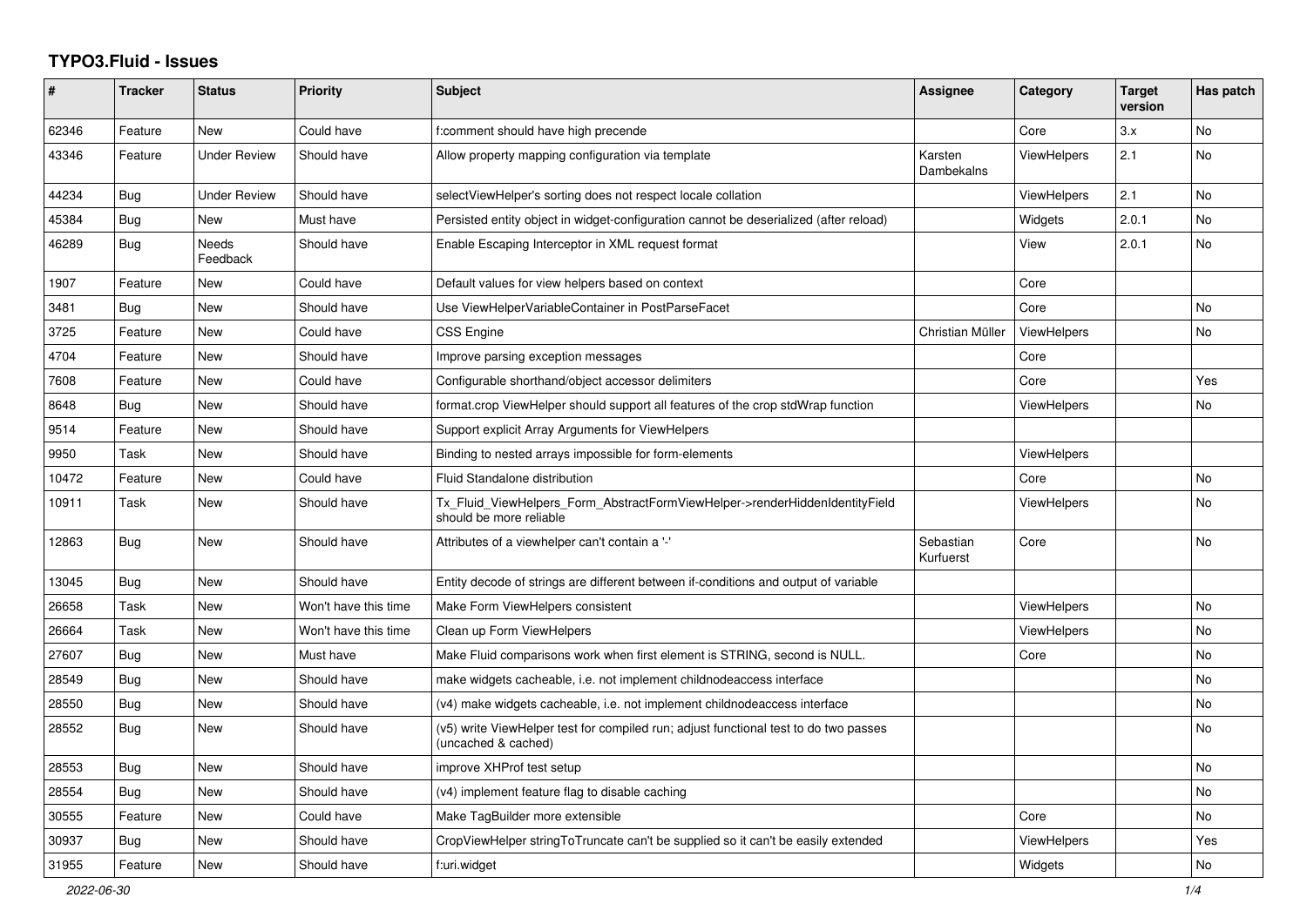# TYPO3.Fluid - Issues

| # | Tracker | Status | Priority | Subject | Assignee | Category | Target version | Has patch |
|---|---|---|---|---|---|---|---|---|
| 62346 | Feature | New | Could have | f:comment should have high precende | | Core | 3.x | No |
| 43346 | Feature | Under Review | Should have | Allow property mapping configuration via template | Karsten Dambekalns | ViewHelpers | 2.1 | No |
| 44234 | Bug | Under Review | Should have | selectViewHelper's sorting does not respect locale collation | | ViewHelpers | 2.1 | No |
| 45384 | Bug | New | Must have | Persisted entity object in widget-configuration cannot be deserialized (after reload) | | Widgets | 2.0.1 | No |
| 46289 | Bug | Needs Feedback | Should have | Enable Escaping Interceptor in XML request format | | View | 2.0.1 | No |
| 1907 | Feature | New | Could have | Default values for view helpers based on context | | Core | | |
| 3481 | Bug | New | Should have | Use ViewHelperVariableContainer in PostParseFacet | | Core | | No |
| 3725 | Feature | New | Could have | CSS Engine | Christian Müller | ViewHelpers | | No |
| 4704 | Feature | New | Should have | Improve parsing exception messages | | Core | | |
| 7608 | Feature | New | Could have | Configurable shorthand/object accessor delimiters | | Core | | Yes |
| 8648 | Bug | New | Should have | format.crop ViewHelper should support all features of the crop stdWrap function | | ViewHelpers | | No |
| 9514 | Feature | New | Should have | Support explicit Array Arguments for ViewHelpers | | | | |
| 9950 | Task | New | Should have | Binding to nested arrays impossible for form-elements | | ViewHelpers | | |
| 10472 | Feature | New | Could have | Fluid Standalone distribution | | Core | | No |
| 10911 | Task | New | Should have | Tx_Fluid_ViewHelpers_Form_AbstractFormViewHelper->renderHiddenIdentityField should be more reliable | | ViewHelpers | | No |
| 12863 | Bug | New | Should have | Attributes of a viewhelper can't contain a '-' | Sebastian Kurfuerst | Core | | No |
| 13045 | Bug | New | Should have | Entity decode of strings are different between if-conditions and output of variable | | | | |
| 26658 | Task | New | Won't have this time | Make Form ViewHelpers consistent | | ViewHelpers | | No |
| 26664 | Task | New | Won't have this time | Clean up Form ViewHelpers | | ViewHelpers | | No |
| 27607 | Bug | New | Must have | Make Fluid comparisons work when first element is STRING, second is NULL. | | Core | | No |
| 28549 | Bug | New | Should have | make widgets cacheable, i.e. not implement childnodeaccess interface | | | | No |
| 28550 | Bug | New | Should have | (v4) make widgets cacheable, i.e. not implement childnodeaccess interface | | | | No |
| 28552 | Bug | New | Should have | (v5) write ViewHelper test for compiled run; adjust functional test to do two passes (uncached & cached) | | | | No |
| 28553 | Bug | New | Should have | improve XHProf test setup | | | | No |
| 28554 | Bug | New | Should have | (v4) implement feature flag to disable caching | | | | No |
| 30555 | Feature | New | Could have | Make TagBuilder more extensible | | Core | | No |
| 30937 | Bug | New | Should have | CropViewHelper stringToTruncate can't be supplied so it can't be easily extended | | ViewHelpers | | Yes |
| 31955 | Feature | New | Should have | f:uri.widget | | Widgets | | No |

2022-06-30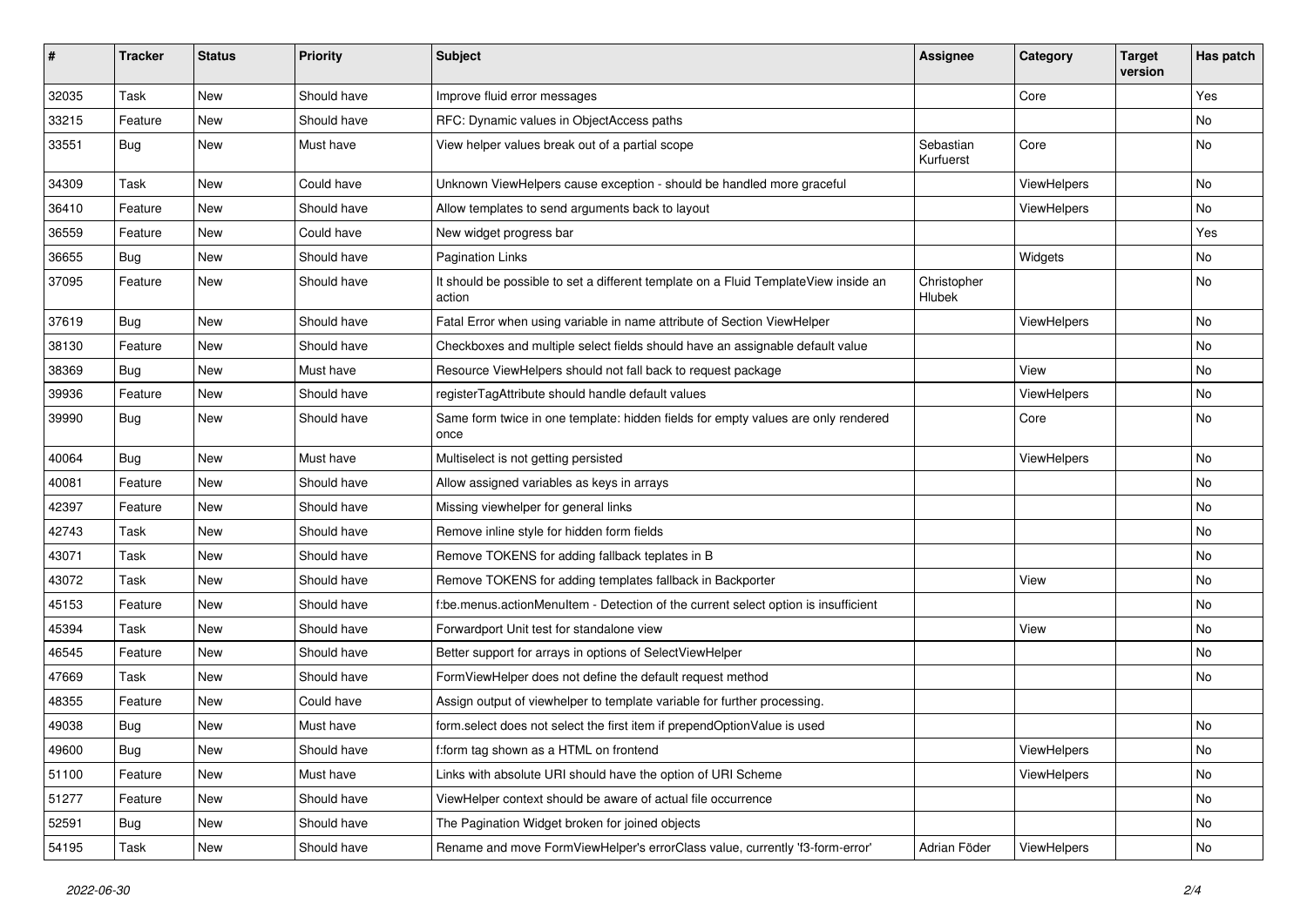| # | Tracker | Status | Priority | Subject | Assignee | Category | Target version | Has patch |
|---|---|---|---|---|---|---|---|---|
| 32035 | Task | New | Should have | Improve fluid error messages | | Core | | Yes |
| 33215 | Feature | New | Should have | RFC: Dynamic values in ObjectAccess paths | | | | No |
| 33551 | Bug | New | Must have | View helper values break out of a partial scope | Sebastian Kurfuerst | Core | | No |
| 34309 | Task | New | Could have | Unknown ViewHelpers cause exception - should be handled more graceful | | ViewHelpers | | No |
| 36410 | Feature | New | Should have | Allow templates to send arguments back to layout | | ViewHelpers | | No |
| 36559 | Feature | New | Could have | New widget progress bar | | | | Yes |
| 36655 | Bug | New | Should have | Pagination Links | | Widgets | | No |
| 37095 | Feature | New | Should have | It should be possible to set a different template on a Fluid TemplateView inside an action | Christopher Hlubek | | | No |
| 37619 | Bug | New | Should have | Fatal Error when using variable in name attribute of Section ViewHelper | | ViewHelpers | | No |
| 38130 | Feature | New | Should have | Checkboxes and multiple select fields should have an assignable default value | | | | No |
| 38369 | Bug | New | Must have | Resource ViewHelpers should not fall back to request package | | View | | No |
| 39936 | Feature | New | Should have | registerTagAttribute should handle default values | | ViewHelpers | | No |
| 39990 | Bug | New | Should have | Same form twice in one template: hidden fields for empty values are only rendered once | | Core | | No |
| 40064 | Bug | New | Must have | Multiselect is not getting persisted | | ViewHelpers | | No |
| 40081 | Feature | New | Should have | Allow assigned variables as keys in arrays | | | | No |
| 42397 | Feature | New | Should have | Missing viewhelper for general links | | | | No |
| 42743 | Task | New | Should have | Remove inline style for hidden form fields | | | | No |
| 43071 | Task | New | Should have | Remove TOKENS for adding fallback teplates in B | | | | No |
| 43072 | Task | New | Should have | Remove TOKENS for adding templates fallback in Backporter | | View | | No |
| 45153 | Feature | New | Should have | f:be.menus.actionMenuItem - Detection of the current select option is insufficient | | | | No |
| 45394 | Task | New | Should have | Forwardport Unit test for standalone view | | View | | No |
| 46545 | Feature | New | Should have | Better support for arrays in options of SelectViewHelper | | | | No |
| 47669 | Task | New | Should have | FormViewHelper does not define the default request method | | | | No |
| 48355 | Feature | New | Could have | Assign output of viewhelper to template variable for further processing. | | | | |
| 49038 | Bug | New | Must have | form.select does not select the first item if prependOptionValue is used | | | | No |
| 49600 | Bug | New | Should have | f:form tag shown as a HTML on frontend | | ViewHelpers | | No |
| 51100 | Feature | New | Must have | Links with absolute URI should have the option of URI Scheme | | ViewHelpers | | No |
| 51277 | Feature | New | Should have | ViewHelper context should be aware of actual file occurrence | | | | No |
| 52591 | Bug | New | Should have | The Pagination Widget broken for joined objects | | | | No |
| 54195 | Task | New | Should have | Rename and move FormViewHelper's errorClass value, currently 'f3-form-error' | Adrian Föder | ViewHelpers | | No |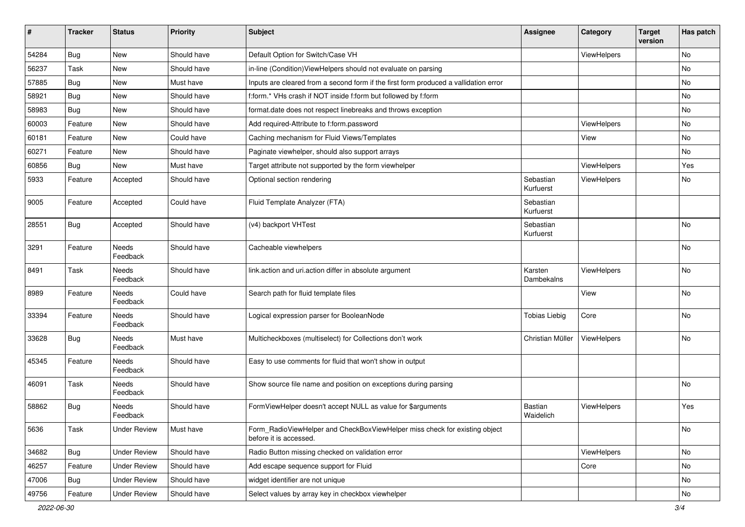| # | Tracker | Status | Priority | Subject | Assignee | Category | Target version | Has patch |
|---|---|---|---|---|---|---|---|---|
| 54284 | Bug | New | Should have | Default Option for Switch/Case VH | | ViewHelpers | | No |
| 56237 | Task | New | Should have | in-line (Condition)ViewHelpers should not evaluate on parsing | | | | No |
| 57885 | Bug | New | Must have | Inputs are cleared from a second form if the first form produced a vallidation error | | | | No |
| 58921 | Bug | New | Should have | f:form.* VHs crash if NOT inside f:form but followed by f:form | | | | No |
| 58983 | Bug | New | Should have | format.date does not respect linebreaks and throws exception | | | | No |
| 60003 | Feature | New | Should have | Add required-Attribute to f:form.password | | ViewHelpers | | No |
| 60181 | Feature | New | Could have | Caching mechanism for Fluid Views/Templates | | View | | No |
| 60271 | Feature | New | Should have | Paginate viewhelper, should also support arrays | | | | No |
| 60856 | Bug | New | Must have | Target attribute not supported by the form viewhelper | | ViewHelpers | | Yes |
| 5933 | Feature | Accepted | Should have | Optional section rendering | Sebastian Kurfuerst | ViewHelpers | | No |
| 9005 | Feature | Accepted | Could have | Fluid Template Analyzer (FTA) | Sebastian Kurfuerst | | | |
| 28551 | Bug | Accepted | Should have | (v4) backport VHTest | Sebastian Kurfuerst | | | No |
| 3291 | Feature | Needs Feedback | Should have | Cacheable viewhelpers | | | | No |
| 8491 | Task | Needs Feedback | Should have | link.action and uri.action differ in absolute argument | Karsten Dambekalns | ViewHelpers | | No |
| 8989 | Feature | Needs Feedback | Could have | Search path for fluid template files | | View | | No |
| 33394 | Feature | Needs Feedback | Should have | Logical expression parser for BooleanNode | Tobias Liebig | Core | | No |
| 33628 | Bug | Needs Feedback | Must have | Multicheckboxes (multiselect) for Collections don't work | Christian Müller | ViewHelpers | | No |
| 45345 | Feature | Needs Feedback | Should have | Easy to use comments for fluid that won't show in output | | | | |
| 46091 | Task | Needs Feedback | Should have | Show source file name and position on exceptions during parsing | | | | No |
| 58862 | Bug | Needs Feedback | Should have | FormViewHelper doesn't accept NULL as value for $arguments | Bastian Waidelich | ViewHelpers | | Yes |
| 5636 | Task | Under Review | Must have | Form_RadioViewHelper and CheckBoxViewHelper miss check for existing object before it is accessed. | | | | No |
| 34682 | Bug | Under Review | Should have | Radio Button missing checked on validation error | | ViewHelpers | | No |
| 46257 | Feature | Under Review | Should have | Add escape sequence support for Fluid | | Core | | No |
| 47006 | Bug | Under Review | Should have | widget identifier are not unique | | | | No |
| 49756 | Feature | Under Review | Should have | Select values by array key in checkbox viewhelper | | | | No |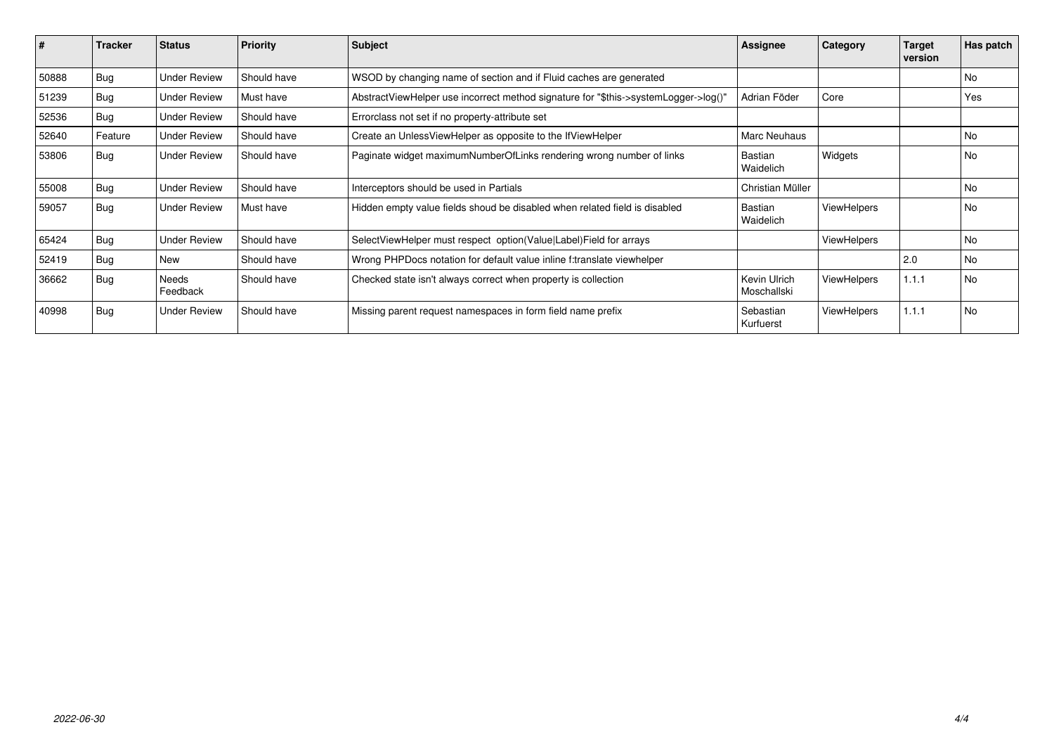| # | Tracker | Status | Priority | Subject | Assignee | Category | Target version | Has patch |
| --- | --- | --- | --- | --- | --- | --- | --- | --- |
| 50888 | Bug | Under Review | Should have | WSOD by changing name of section and if Fluid caches are generated | | | | No |
| 51239 | Bug | Under Review | Must have | AbstractViewHelper use incorrect method signature for "$this->systemLogger->log()" | Adrian Föder | Core | | Yes |
| 52536 | Bug | Under Review | Should have | Errorclass not set if no property-attribute set | | | | |
| 52640 | Feature | Under Review | Should have | Create an UnlessViewHelper as opposite to the IfViewHelper | Marc Neuhaus | | | No |
| 53806 | Bug | Under Review | Should have | Paginate widget maximumNumberOfLinks rendering wrong number of links | Bastian Waidelich | Widgets | | No |
| 55008 | Bug | Under Review | Should have | Interceptors should be used in Partials | Christian Müller | | | No |
| 59057 | Bug | Under Review | Must have | Hidden empty value fields shoud be disabled when related field is disabled | Bastian Waidelich | ViewHelpers | | No |
| 65424 | Bug | Under Review | Should have | SelectViewHelper must respect option(Value\|Label)Field for arrays | | ViewHelpers | | No |
| 52419 | Bug | New | Should have | Wrong PHPDocs notation for default value inline f:translate viewhelper | | | 2.0 | No |
| 36662 | Bug | Needs Feedback | Should have | Checked state isn't always correct when property is collection | Kevin Ulrich Moschallski | ViewHelpers | 1.1.1 | No |
| 40998 | Bug | Under Review | Should have | Missing parent request namespaces in form field name prefix | Sebastian Kurfuerst | ViewHelpers | 1.1.1 | No |

*2022-06-30*